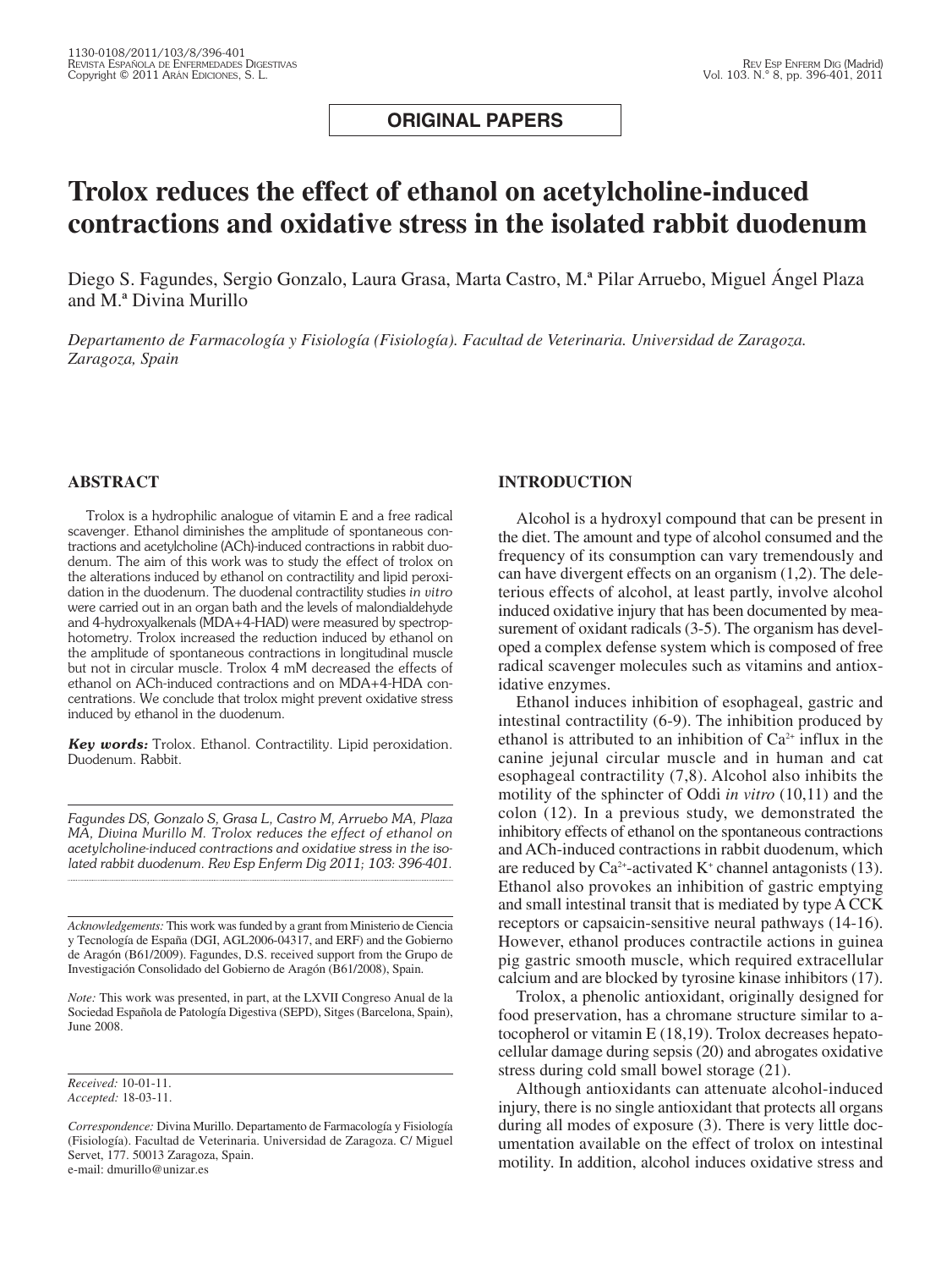**ORIGINAL PAPERS**

# Trolox reduces the effect of ethanol on acetylcholine-induced contractions and oxidative stress in the isolated rabbit duodenum

Diego S. Fagundes, Sergio Gonzalo, Laura Grasa, Marta Castro, M.ª Pilar Arruebo, Miguel Ángel Plaza and M.ª Divina Murillo

*Departamento de Farmacología y Fisiología (Fisiología). Facultad de Veterinaria. Universidad de Zaragoza. Zaragoza, Spain*

## ABSTRACT

Trolox is a hydrophilic analogue of vitamin E and a free radical scavenger. Ethanol diminishes the amplitude of spontaneous contractions and acetylcholine (ACh)-induced contractions in rabbit duodenum. The aim of this work was to study the effect of trolox on the alterations induced by ethanol on contractility and lipid peroxidation in the duodenum. The duodenal contractility studies *in vitro* were carried out in an organ bath and the levels of malondialdehyde and 4-hydroxyalkenals (MDA+4-HAD) were measured by spectrophotometry. Trolox increased the reduction induced by ethanol on the amplitude of spontaneous contractions in longitudinal muscle but not in circular muscle. Trolox 4 mM decreased the effects of ethanol on ACh-induced contractions and on MDA+4-HDA concentrations. We conclude that trolox might prevent oxidative stress induced by ethanol in the duodenum.

***Key words:*** Trolox. Ethanol. Contractility. Lipid peroxidation. Duodenum. Rabbit.

*Fagundes DS, Gonzalo S, Grasa L, Castro M, Arruebo MA, Plaza MA, Divina Murillo M. Trolox reduces the effect of ethanol on acetylcholine-induced contractions and oxidative stress in the isolated rabbit duodenum. Rev Esp Enferm Dig 2011; 103: 396-401.*

*Acknowledgements:* This work was funded by a grant from Ministerio de Ciencia y Tecnología de España (DGI, AGL2006-04317, and ERF) and the Gobierno de Aragón (B61/2009). Fagundes, D.S. received support from the Grupo de Investigación Consolidado del Gobierno de Aragón (B61/2008), Spain.

*Note:* This work was presented, in part, at the LXVII Congreso Anual de la Sociedad Española de Patología Digestiva (SEPD), Sitges (Barcelona, Spain), June 2008.

*Received:* 10-01-11.
*Accepted:* 18-03-11.

*Correspondence:* Divina Murillo. Departamento de Farmacología y Fisiología (Fisiología). Facultad de Veterinaria. Universidad de Zaragoza. C/ Miguel Servet, 177. 50013 Zaragoza, Spain.
e-mail: dmurillo@unizar.es

## INTRODUCTION

Alcohol is a hydroxyl compound that can be present in the diet. The amount and type of alcohol consumed and the frequency of its consumption can vary tremendously and can have divergent effects on an organism (1,2). The deleterious effects of alcohol, at least partly, involve alcohol induced oxidative injury that has been documented by measurement of oxidant radicals (3-5). The organism has developed a complex defense system which is composed of free radical scavenger molecules such as vitamins and antioxidative enzymes.

Ethanol induces inhibition of esophageal, gastric and intestinal contractility (6-9). The inhibition produced by ethanol is attributed to an inhibition of $Ca^{2+}$ influx in the canine jejunal circular muscle and in human and cat esophageal contractility (7,8). Alcohol also inhibits the motility of the sphincter of Oddi *in vitro* (10,11) and the colon (12). In a previous study, we demonstrated the inhibitory effects of ethanol on the spontaneous contractions and ACh-induced contractions in rabbit duodenum, which are reduced by $Ca^{2+}$-activated $K^+$ channel antagonists (13). Ethanol also provokes an inhibition of gastric emptying and small intestinal transit that is mediated by type A CCK receptors or capsaicin-sensitive neural pathways (14-16). However, ethanol produces contractile actions in guinea pig gastric smooth muscle, which required extracellular calcium and are blocked by tyrosine kinase inhibitors (17).

Trolox, a phenolic antioxidant, originally designed for food preservation, has a chromane structure similar to a-tocopherol or vitamin E (18,19). Trolox decreases hepatocellular damage during sepsis (20) and abrogates oxidative stress during cold small bowel storage (21).

Although antioxidants can attenuate alcohol-induced injury, there is no single antioxidant that protects all organs during all modes of exposure (3). There is very little documentation available on the effect of trolox on intestinal motility. In addition, alcohol induces oxidative stress and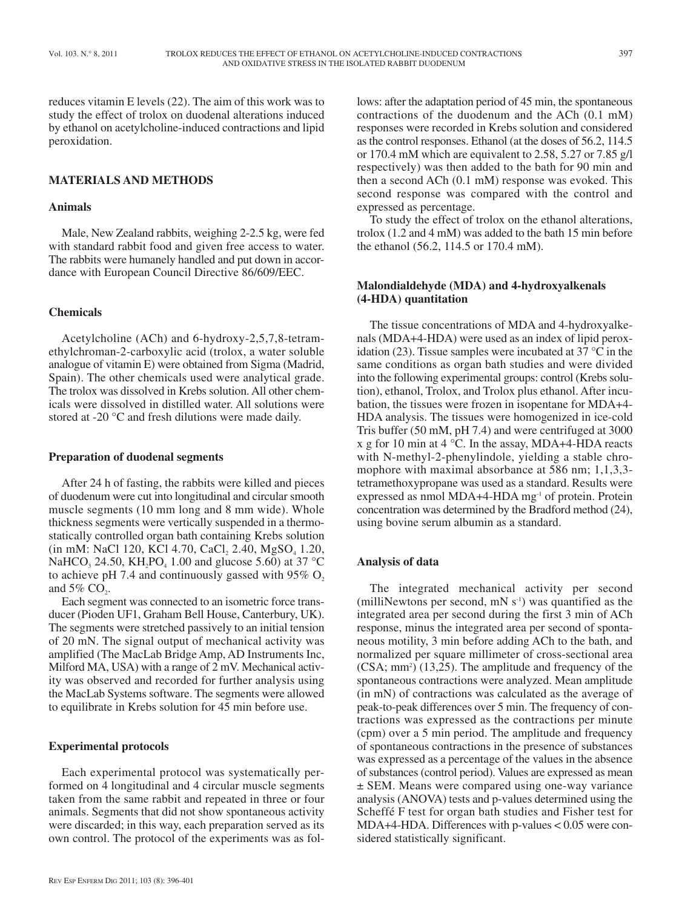reduces vitamin E levels (22). The aim of this work was to study the effect of trolox on duodenal alterations induced by ethanol on acetylcholine-induced contractions and lipid peroxidation.

## MATERIALS AND METHODS

### Animals

Male, New Zealand rabbits, weighing 2-2.5 kg, were fed with standard rabbit food and given free access to water. The rabbits were humanely handled and put down in accordance with European Council Directive 86/609/EEC.

### Chemicals

Acetylcholine (ACh) and 6-hydroxy-2,5,7,8-tetramethylchroman-2-carboxylic acid (trolox, a water soluble analogue of vitamin E) were obtained from Sigma (Madrid, Spain). The other chemicals used were analytical grade. The trolox was dissolved in Krebs solution. All other chemicals were dissolved in distilled water. All solutions were stored at -20 °C and fresh dilutions were made daily.

### Preparation of duodenal segments

After 24 h of fasting, the rabbits were killed and pieces of duodenum were cut into longitudinal and circular smooth muscle segments (10 mm long and 8 mm wide). Whole thickness segments were vertically suspended in a thermostatically controlled organ bath containing Krebs solution (in mM: NaCl 120, KCl 4.70, $CaCl_2$ 2.40, $MgSO_4$ 1.20, $NaHCO_3$ 24.50, $KH_2PO_4$ 1.00 and glucose 5.60) at 37 °C to achieve pH 7.4 and continuously gassed with 95% $O_2$ and 5% $CO_2$.

Each segment was connected to an isometric force transducer (Pioden UF1, Graham Bell House, Canterbury, UK). The segments were stretched passively to an initial tension of 20 mN. The signal output of mechanical activity was amplified (The MacLab Bridge Amp, AD Instruments Inc, Milford MA, USA) with a range of 2 mV. Mechanical activity was observed and recorded for further analysis using the MacLab Systems software. The segments were allowed to equilibrate in Krebs solution for 45 min before use.

### Experimental protocols

Each experimental protocol was systematically performed on 4 longitudinal and 4 circular muscle segments taken from the same rabbit and repeated in three or four animals. Segments that did not show spontaneous activity were discarded; in this way, each preparation served as its own control. The protocol of the experiments was as follows: after the adaptation period of 45 min, the spontaneous contractions of the duodenum and the ACh (0.1 mM) responses were recorded in Krebs solution and considered as the control responses. Ethanol (at the doses of 56.2, 114.5 or 170.4 mM which are equivalent to 2.58, 5.27 or 7.85 g/l respectively) was then added to the bath for 90 min and then a second ACh (0.1 mM) response was evoked. This second response was compared with the control and expressed as percentage.

To study the effect of trolox on the ethanol alterations, trolox (1.2 and 4 mM) was added to the bath 15 min before the ethanol (56.2, 114.5 or 170.4 mM).

### Malondialdehyde (MDA) and 4-hydroxyalkenals (4-HDA) quantitation

The tissue concentrations of MDA and 4-hydroxyalkenals (MDA+4-HDA) were used as an index of lipid peroxidation (23). Tissue samples were incubated at 37 °C in the same conditions as organ bath studies and were divided into the following experimental groups: control (Krebs solution), ethanol, Trolox, and Trolox plus ethanol. After incubation, the tissues were frozen in isopentane for MDA+4-HDA analysis. The tissues were homogenized in ice-cold Tris buffer (50 mM, pH 7.4) and were centrifuged at 3000 x g for 10 min at 4 °C. In the assay, MDA+4-HDA reacts with N-methyl-2-phenylindole, yielding a stable chromophore with maximal absorbance at 586 nm; 1,1,3,3-tetramethoxypropane was used as a standard. Results were expressed as nmol MDA+4-HDA $mg^{-1}$ of protein. Protein concentration was determined by the Bradford method (24), using bovine serum albumin as a standard.

### Analysis of data

The integrated mechanical activity per second (milliNewtons per second, mN $s^{-1}$) was quantified as the integrated area per second during the first 3 min of ACh response, minus the integrated area per second of spontaneous motility, 3 min before adding ACh to the bath, and normalized per square millimeter of cross-sectional area (CSA; $mm^2$) (13,25). The amplitude and frequency of the spontaneous contractions were analyzed. Mean amplitude (in mN) of contractions was calculated as the average of peak-to-peak differences over 5 min. The frequency of contractions was expressed as the contractions per minute (cpm) over a 5 min period. The amplitude and frequency of spontaneous contractions in the presence of substances was expressed as a percentage of the values in the absence of substances (control period). Values are expressed as mean ± SEM. Means were compared using one-way variance analysis (ANOVA) tests and p-values determined using the Scheffé F test for organ bath studies and Fisher test for MDA+4-HDA. Differences with p-values < 0.05 were considered statistically significant.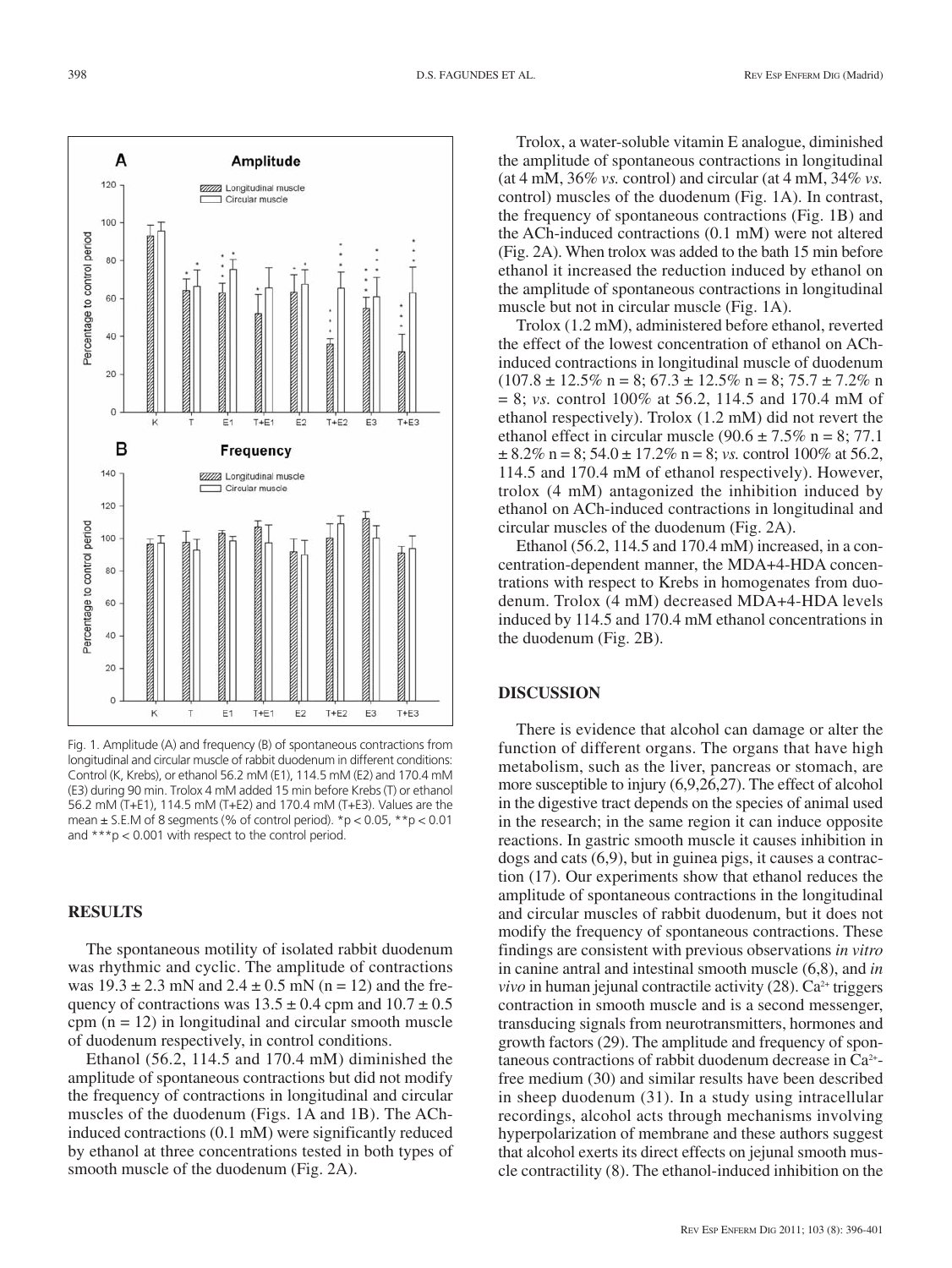Fig. 1. Amplitude (A) and frequency (B) of spontaneous contractions from longitudinal and circular muscle of rabbit duodenum in different conditions: Control (K, Krebs), or ethanol 56.2 mM (E1), 114.5 mM (E2) and 170.4 mM (E3) during 90 min. Trolox 4 mM added 15 min before Krebs (T) or ethanol 56.2 mM (T+E1), 114.5 mM (T+E2) and 170.4 mM (T+E3). Values are the mean ± S.E.M of 8 segments (% of control period). *p < 0.05, **p < 0.01 and ***p < 0.001 with respect to the control period.

## RESULTS

The spontaneous motility of isolated rabbit duodenum was rhythmic and cyclic. The amplitude of contractions was 19.3 ± 2.3 mN and 2.4 ± 0.5 mN (n = 12) and the frequency of contractions was 13.5 ± 0.4 cpm and 10.7 ± 0.5 cpm (n = 12) in longitudinal and circular smooth muscle of duodenum respectively, in control conditions.

Ethanol (56.2, 114.5 and 170.4 mM) diminished the amplitude of spontaneous contractions but did not modify the frequency of contractions in longitudinal and circular muscles of the duodenum (Figs. 1A and 1B). The ACh-induced contractions (0.1 mM) were significantly reduced by ethanol at three concentrations tested in both types of smooth muscle of the duodenum (Fig. 2A).

Trolox, a water-soluble vitamin E analogue, diminished the amplitude of spontaneous contractions in longitudinal (at 4 mM, 36% *vs.* control) and circular (at 4 mM, 34% *vs.* control) muscles of the duodenum (Fig. 1A). In contrast, the frequency of spontaneous contractions (Fig. 1B) and the ACh-induced contractions (0.1 mM) were not altered (Fig. 2A). When trolox was added to the bath 15 min before ethanol it increased the reduction induced by ethanol on the amplitude of spontaneous contractions in longitudinal muscle but not in circular muscle (Fig. 1A).

Trolox (1.2 mM), administered before ethanol, reverted the effect of the lowest concentration of ethanol on ACh-induced contractions in longitudinal muscle of duodenum (107.8 ± 12.5% n = 8; 67.3 ± 12.5% n = 8; 75.7 ± 7.2% n = 8; *vs.* control 100% at 56.2, 114.5 and 170.4 mM of ethanol respectively). Trolox (1.2 mM) did not revert the ethanol effect in circular muscle (90.6 ± 7.5% n = 8; 77.1 ± 8.2% n = 8; 54.0 ± 17.2% n = 8; *vs.* control 100% at 56.2, 114.5 and 170.4 mM of ethanol respectively). However, trolox (4 mM) antagonized the inhibition induced by ethanol on ACh-induced contractions in longitudinal and circular muscles of the duodenum (Fig. 2A).

Ethanol (56.2, 114.5 and 170.4 mM) increased, in a concentration-dependent manner, the MDA+4-HDA concentrations with respect to Krebs in homogenates from duodenum. Trolox (4 mM) decreased MDA+4-HDA levels induced by 114.5 and 170.4 mM ethanol concentrations in the duodenum (Fig. 2B).

## DISCUSSION

There is evidence that alcohol can damage or alter the function of different organs. The organs that have high metabolism, such as the liver, pancreas or stomach, are more susceptible to injury (6,9,26,27). The effect of alcohol in the digestive tract depends on the species of animal used in the research; in the same region it can induce opposite reactions. In gastric smooth muscle it causes inhibition in dogs and cats (6,9), but in guinea pigs, it causes a contraction (17). Our experiments show that ethanol reduces the amplitude of spontaneous contractions in the longitudinal and circular muscles of rabbit duodenum, but it does not modify the frequency of spontaneous contractions. These findings are consistent with previous observations *in vitro* in canine antral and intestinal smooth muscle (6,8), and *in vivo* in human jejunal contractile activity (28). $Ca^{2+}$ triggers contraction in smooth muscle and is a second messenger, transducing signals from neurotransmitters, hormones and growth factors (29). The amplitude and frequency of spontaneous contractions of rabbit duodenum decrease in $Ca^{2+}$-free medium (30) and similar results have been described in sheep duodenum (31). In a study using intracellular recordings, alcohol acts through mechanisms involving hyperpolarization of membrane and these authors suggest that alcohol exerts its direct effects on jejunal smooth muscle contractility (8). The ethanol-induced inhibition on the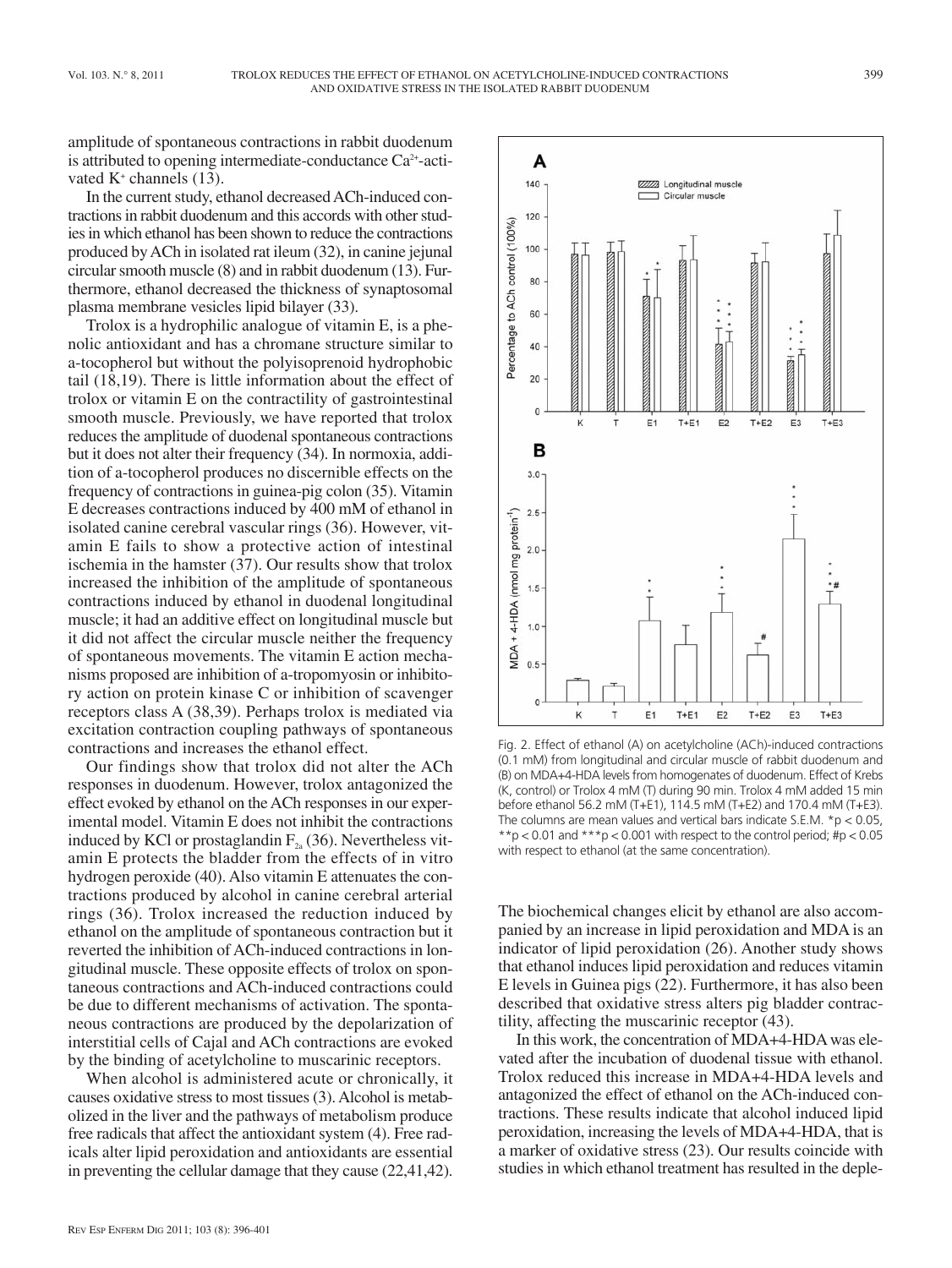amplitude of spontaneous contractions in rabbit duodenum is attributed to opening intermediate-conductance $Ca^{2+}$-activated $K^+$ channels (13).

In the current study, ethanol decreased ACh-induced contractions in rabbit duodenum and this accords with other studies in which ethanol has been shown to reduce the contractions produced by ACh in isolated rat ileum (32), in canine jejunal circular smooth muscle (8) and in rabbit duodenum (13). Furthermore, ethanol decreased the thickness of synaptosomal plasma membrane vesicles lipid bilayer (33).

Trolox is a hydrophilic analogue of vitamin E, is a phenolic antioxidant and has a chromane structure similar to a-tocopherol but without the polyisoprenoid hydrophobic tail (18,19). There is little information about the effect of trolox or vitamin E on the contractility of gastrointestinal smooth muscle. Previously, we have reported that trolox reduces the amplitude of duodenal spontaneous contractions but it does not alter their frequency (34). In normoxia, addition of a-tocopherol produces no discernible effects on the frequency of contractions in guinea-pig colon (35). Vitamin E decreases contractions induced by 400 mM of ethanol in isolated canine cerebral vascular rings (36). However, vitamin E fails to show a protective action of intestinal ischemia in the hamster (37). Our results show that trolox increased the inhibition of the amplitude of spontaneous contractions induced by ethanol in duodenal longitudinal muscle; it had an additive effect on longitudinal muscle but it did not affect the circular muscle neither the frequency of spontaneous movements. The vitamin E action mechanisms proposed are inhibition of a-tropomyosin or inhibitory action on protein kinase C or inhibition of scavenger receptors class A (38,39). Perhaps trolox is mediated via excitation contraction coupling pathways of spontaneous contractions and increases the ethanol effect.

Our findings show that trolox did not alter the ACh responses in duodenum. However, trolox antagonized the effect evoked by ethanol on the ACh responses in our experimental model. Vitamin E does not inhibit the contractions induced by KCl or prostaglandin $F_{2a}$ (36). Nevertheless vitamin E protects the bladder from the effects of in vitro hydrogen peroxide (40). Also vitamin E attenuates the contractions produced by alcohol in canine cerebral arterial rings (36). Trolox increased the reduction induced by ethanol on the amplitude of spontaneous contraction but it reverted the inhibition of ACh-induced contractions in longitudinal muscle. These opposite effects of trolox on spontaneous contractions and ACh-induced contractions could be due to different mechanisms of activation. The spontaneous contractions are produced by the depolarization of interstitial cells of Cajal and ACh contractions are evoked by the binding of acetylcholine to muscarinic receptors.

When alcohol is administered acute or chronically, it causes oxidative stress to most tissues (3). Alcohol is metabolized in the liver and the pathways of metabolism produce free radicals that affect the antioxidant system (4). Free radicals alter lipid peroxidation and antioxidants are essential in preventing the cellular damage that they cause (22,41,42).

Fig. 2. Effect of ethanol (A) on acetylcholine (ACh)-induced contractions (0.1 mM) from longitudinal and circular muscle of rabbit duodenum and (B) on MDA+4-HDA levels from homogenates of duodenum. Effect of Krebs (K, control) or Trolox 4 mM (T) during 90 min. Trolox 4 mM added 15 min before ethanol 56.2 mM (T+E1), 114.5 mM (T+E2) and 170.4 mM (T+E3). The columns are mean values and vertical bars indicate S.E.M. $*p < 0.05$, $**p < 0.01$ and $***p < 0.001$ with respect to the control period; $\#p < 0.05$ with respect to ethanol (at the same concentration).

The biochemical changes elicit by ethanol are also accompanied by an increase in lipid peroxidation and MDA is an indicator of lipid peroxidation (26). Another study shows that ethanol induces lipid peroxidation and reduces vitamin E levels in Guinea pigs (22). Furthermore, it has also been described that oxidative stress alters pig bladder contractility, affecting the muscarinic receptor (43).

In this work, the concentration of MDA+4-HDA was elevated after the incubation of duodenal tissue with ethanol. Trolox reduced this increase in MDA+4-HDA levels and antagonized the effect of ethanol on the ACh-induced contractions. These results indicate that alcohol induced lipid peroxidation, increasing the levels of MDA+4-HDA, that is a marker of oxidative stress (23). Our results coincide with studies in which ethanol treatment has resulted in the deple-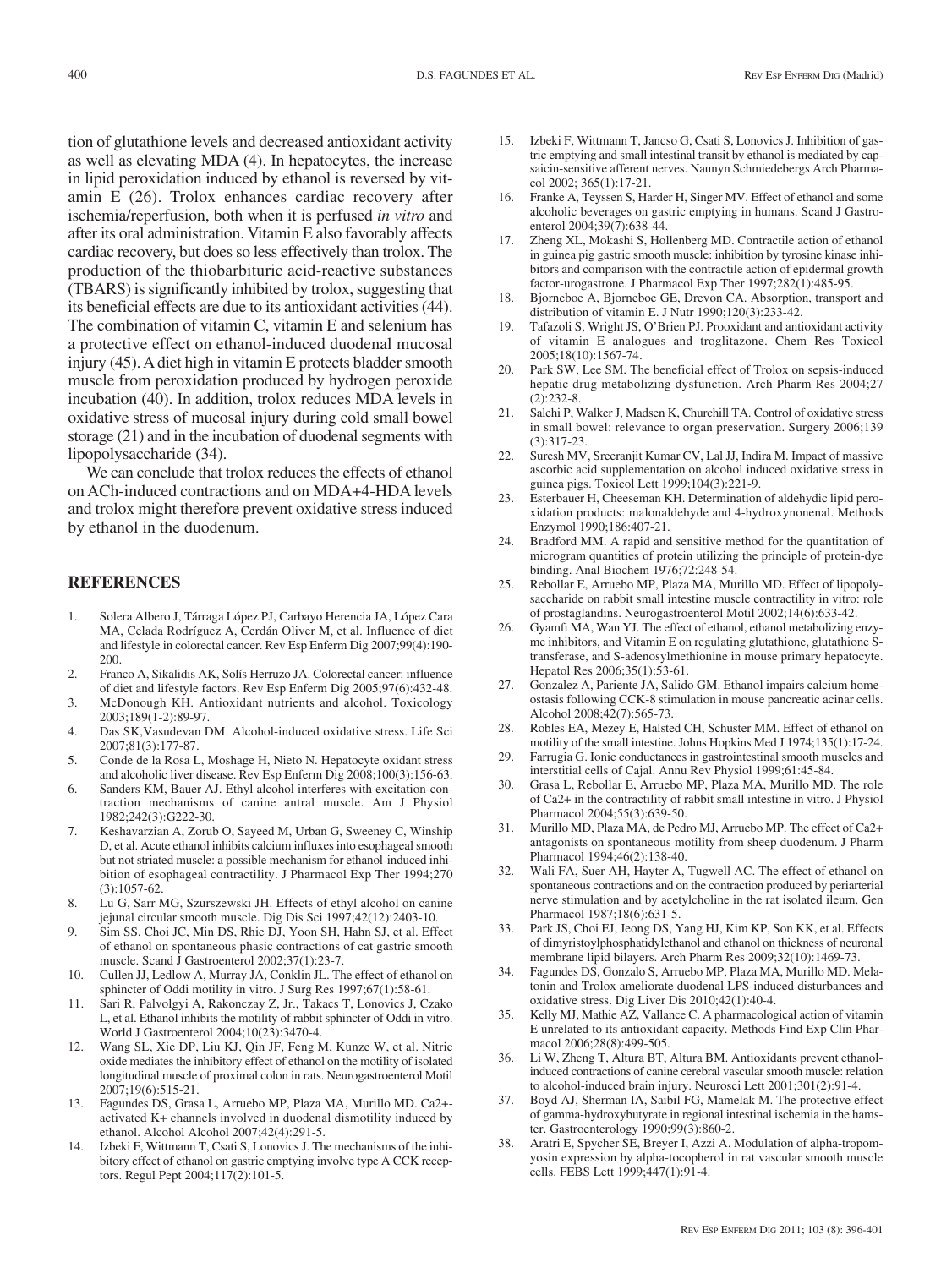tion of glutathione levels and decreased antioxidant activity as well as elevating MDA (4). In hepatocytes, the increase in lipid peroxidation induced by ethanol is reversed by vitamin E (26). Trolox enhances cardiac recovery after ischemia/reperfusion, both when it is perfused *in vitro* and after its oral administration. Vitamin E also favorably affects cardiac recovery, but does so less effectively than trolox. The production of the thiobarbituric acid-reactive substances (TBARS) is significantly inhibited by trolox, suggesting that its beneficial effects are due to its antioxidant activities (44). The combination of vitamin C, vitamin E and selenium has a protective effect on ethanol-induced duodenal mucosal injury (45). A diet high in vitamin E protects bladder smooth muscle from peroxidation produced by hydrogen peroxide incubation (40). In addition, trolox reduces MDA levels in oxidative stress of mucosal injury during cold small bowel storage (21) and in the incubation of duodenal segments with lipopolysaccharide (34).

We can conclude that trolox reduces the effects of ethanol on ACh-induced contractions and on MDA+4-HDA levels and trolox might therefore prevent oxidative stress induced by ethanol in the duodenum.

## REFERENCES

1. Solera Albero J, Tárraga López PJ, Carbayo Herencia JA, López Cara MA, Celada Rodríguez A, Cerdán Oliver M, et al. Influence of diet and lifestyle in colorectal cancer. Rev Esp Enferm Dig 2007;99(4):190-200.
2. Franco A, Sikalidis AK, Solís Herruzo JA. Colorectal cancer: influence of diet and lifestyle factors. Rev Esp Enferm Dig 2005;97(6):432-48.
3. McDonough KH. Antioxidant nutrients and alcohol. Toxicology 2003;189(1-2):89-97.
4. Das SK,Vasudevan DM. Alcohol-induced oxidative stress. Life Sci 2007;81(3):177-87.
5. Conde de la Rosa L, Moshage H, Nieto N. Hepatocyte oxidant stress and alcoholic liver disease. Rev Esp Enferm Dig 2008;100(3):156-63.
6. Sanders KM, Bauer AJ. Ethyl alcohol interferes with excitation-contraction mechanisms of canine antral muscle. Am J Physiol 1982;242(3):G222-30.
7. Keshavarzian A, Zorub O, Sayeed M, Urban G, Sweeney C, Winship D, et al. Acute ethanol inhibits calcium influxes into esophageal smooth but not striated muscle: a possible mechanism for ethanol-induced inhibition of esophageal contractility. J Pharmacol Exp Ther 1994;270(3):1057-62.
8. Lu G, Sarr MG, Szurszewski JH. Effects of ethyl alcohol on canine jejunal circular smooth muscle. Dig Dis Sci 1997;42(12):2403-10.
9. Sim SS, Choi JC, Min DS, Rhie DJ, Yoon SH, Hahn SJ, et al. Effect of ethanol on spontaneous phasic contractions of cat gastric smooth muscle. Scand J Gastroenterol 2002;37(1):23-7.
10. Cullen JJ, Ledlow A, Murray JA, Conklin JL. The effect of ethanol on sphincter of Oddi motility in vitro. J Surg Res 1997;67(1):58-61.
11. Sari R, Palvolgyi A, Rakonczay Z, Jr., Takacs T, Lonovics J, Czako L, et al. Ethanol inhibits the motility of rabbit sphincter of Oddi in vitro. World J Gastroenterol 2004;10(23):3470-4.
12. Wang SL, Xie DP, Liu KJ, Qin JF, Feng M, Kunze W, et al. Nitric oxide mediates the inhibitory effect of ethanol on the motility of isolated longitudinal muscle of proximal colon in rats. Neurogastroenterol Motil 2007;19(6):515-21.
13. Fagundes DS, Grasa L, Arruebo MP, Plaza MA, Murillo MD. Ca2+-activated K+ channels involved in duodenal dismotility induced by ethanol. Alcohol Alcohol 2007;42(4):291-5.
14. Izbeki F, Wittmann T, Csati S, Lonovics J. The mechanisms of the inhibitory effect of ethanol on gastric emptying involve type A CCK receptors. Regul Pept 2004;117(2):101-5.
15. Izbeki F, Wittmann T, Jancso G, Csati S, Lonovics J. Inhibition of gastric emptying and small intestinal transit by ethanol is mediated by capsaicin-sensitive afferent nerves. Naunyn Schmiedebergs Arch Pharmacol 2002; 365(1):17-21.
16. Franke A, Teyssen S, Harder H, Singer MV. Effect of ethanol and some alcoholic beverages on gastric emptying in humans. Scand J Gastroenterol 2004;39(7):638-44.
17. Zheng XL, Mokashi S, Hollenberg MD. Contractile action of ethanol in guinea pig gastric smooth muscle: inhibition by tyrosine kinase inhibitors and comparison with the contractile action of epidermal growth factor-urogastrone. J Pharmacol Exp Ther 1997;282(1):485-95.
18. Bjorneboe A, Bjorneboe GE, Drevon CA. Absorption, transport and distribution of vitamin E. J Nutr 1990;120(3):233-42.
19. Tafazoli S, Wright JS, O'Brien PJ. Prooxidant and antioxidant activity of vitamin E analogues and troglitazone. Chem Res Toxicol 2005;18(10):1567-74.
20. Park SW, Lee SM. The beneficial effect of Trolox on sepsis-induced hepatic drug metabolizing dysfunction. Arch Pharm Res 2004;27(2):232-8.
21. Salehi P, Walker J, Madsen K, Churchill TA. Control of oxidative stress in small bowel: relevance to organ preservation. Surgery 2006;139(3):317-23.
22. Suresh MV, Sreeranjit Kumar CV, Lal JJ, Indira M. Impact of massive ascorbic acid supplementation on alcohol induced oxidative stress in guinea pigs. Toxicol Lett 1999;104(3):221-9.
23. Esterbauer H, Cheeseman KH. Determination of aldehydic lipid peroxidation products: malonaldehyde and 4-hydroxynonenal. Methods Enzymol 1990;186:407-21.
24. Bradford MM. A rapid and sensitive method for the quantitation of microgram quantities of protein utilizing the principle of protein-dye binding. Anal Biochem 1976;72:248-54.
25. Rebollar E, Arruebo MP, Plaza MA, Murillo MD. Effect of lipopolysaccharide on rabbit small intestine muscle contractility in vitro: role of prostaglandins. Neurogastroenterol Motil 2002;14(6):633-42.
26. Gyamfi MA, Wan YJ. The effect of ethanol, ethanol metabolizing enzyme inhibitors, and Vitamin E on regulating glutathione, glutathione S-transferase, and S-adenosylmethionine in mouse primary hepatocyte. Hepatol Res 2006;35(1):53-61.
27. Gonzalez A, Pariente JA, Salido GM. Ethanol impairs calcium homeostasis following CCK-8 stimulation in mouse pancreatic acinar cells. Alcohol 2008;42(7):565-73.
28. Robles EA, Mezey E, Halsted CH, Schuster MM. Effect of ethanol on motility of the small intestine. Johns Hopkins Med J 1974;135(1):17-24.
29. Farrugia G. Ionic conductances in gastrointestinal smooth muscles and interstitial cells of Cajal. Annu Rev Physiol 1999;61:45-84.
30. Grasa L, Rebollar E, Arruebo MP, Plaza MA, Murillo MD. The role of Ca2+ in the contractility of rabbit small intestine in vitro. J Physiol Pharmacol 2004;55(3):639-50.
31. Murillo MD, Plaza MA, de Pedro MJ, Arruebo MP. The effect of Ca2+ antagonists on spontaneous motility from sheep duodenum. J Pharm Pharmacol 1994;46(2):138-40.
32. Wali FA, Suer AH, Hayter A, Tugwell AC. The effect of ethanol on spontaneous contractions and on the contraction produced by periarterial nerve stimulation and by acetylcholine in the rat isolated ileum. Gen Pharmacol 1987;18(6):631-5.
33. Park JS, Choi EJ, Jeong DS, Yang HJ, Kim KP, Son KK, et al. Effects of dimyristoylphosphatidylethanol and ethanol on thickness of neuronal membrane lipid bilayers. Arch Pharm Res 2009;32(10):1469-73.
34. Fagundes DS, Gonzalo S, Arruebo MP, Plaza MA, Murillo MD. Melatonin and Trolox ameliorate duodenal LPS-induced disturbances and oxidative stress. Dig Liver Dis 2010;42(1):40-4.
35. Kelly MJ, Mathie AZ, Vallance C. A pharmacological action of vitamin E unrelated to its antioxidant capacity. Methods Find Exp Clin Pharmacol 2006;28(8):499-505.
36. Li W, Zheng T, Altura BT, Altura BM. Antioxidants prevent ethanol-induced contractions of canine cerebral vascular smooth muscle: relation to alcohol-induced brain injury. Neurosci Lett 2001;301(2):91-4.
37. Boyd AJ, Sherman IA, Saibil FG, Mamelak M. The protective effect of gamma-hydroxybutyrate in regional intestinal ischemia in the hamster. Gastroenterology 1990;99(3):860-2.
38. Aratri E, Spycher SE, Breyer I, Azzi A. Modulation of alpha-tropomyosin expression by alpha-tocopherol in rat vascular smooth muscle cells. FEBS Lett 1999;447(1):91-4.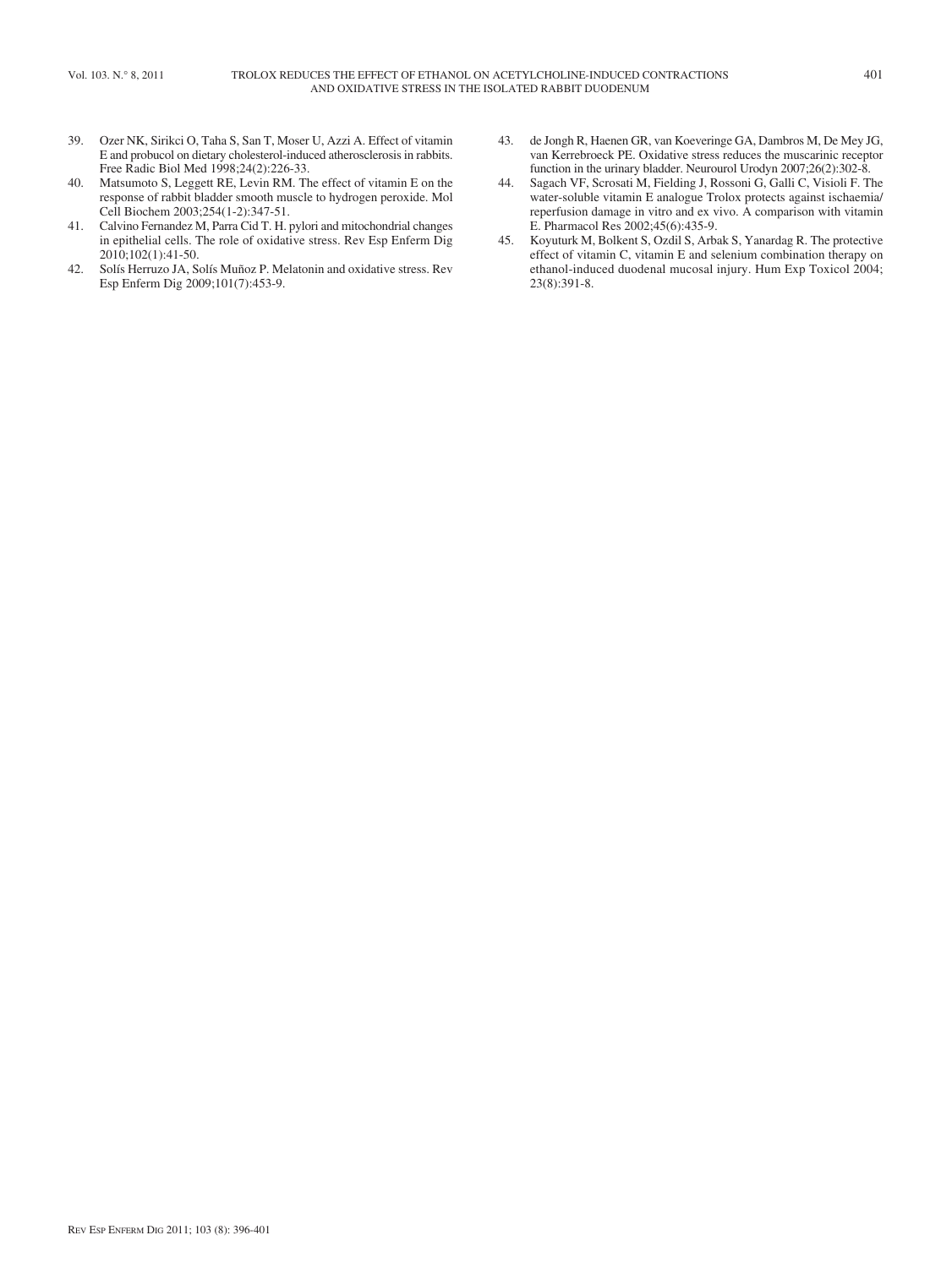39. Ozer NK, Sirikci O, Taha S, San T, Moser U, Azzi A. Effect of vitamin E and probucol on dietary cholesterol-induced atherosclerosis in rabbits. Free Radic Biol Med 1998;24(2):226-33.
40. Matsumoto S, Leggett RE, Levin RM. The effect of vitamin E on the response of rabbit bladder smooth muscle to hydrogen peroxide. Mol Cell Biochem 2003;254(1-2):347-51.
41. Calvino Fernandez M, Parra Cid T. H. pylori and mitochondrial changes in epithelial cells. The role of oxidative stress. Rev Esp Enferm Dig 2010;102(1):41-50.
42. Solís Herruzo JA, Solís Muñoz P. Melatonin and oxidative stress. Rev Esp Enferm Dig 2009;101(7):453-9.
43. de Jongh R, Haenen GR, van Koeveringe GA, Dambros M, De Mey JG, van Kerrebroeck PE. Oxidative stress reduces the muscarinic receptor function in the urinary bladder. Neurourol Urodyn 2007;26(2):302-8.
44. Sagach VF, Scrosati M, Fielding J, Rossoni G, Galli C, Visioli F. The water-soluble vitamin E analogue Trolox protects against ischaemia/reperfusion damage in vitro and ex vivo. A comparison with vitamin E. Pharmacol Res 2002;45(6):435-9.
45. Koyuturk M, Bolkent S, Ozdil S, Arbak S, Yanardag R. The protective effect of vitamin C, vitamin E and selenium combination therapy on ethanol-induced duodenal mucosal injury. Hum Exp Toxicol 2004; 23(8):391-8.